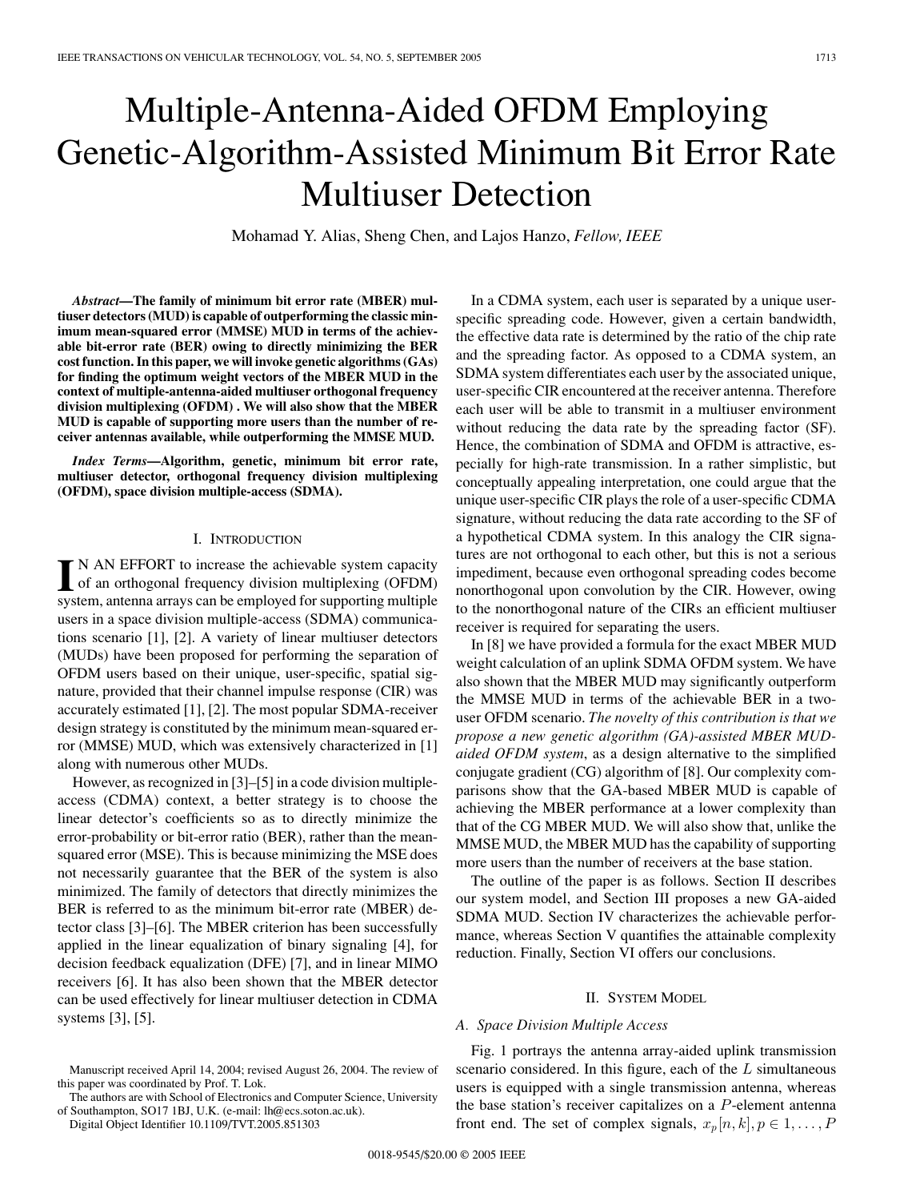# Multiple-Antenna-Aided OFDM Employing Genetic-Algorithm-Assisted Minimum Bit Error Rate Multiuser Detection

Mohamad Y. Alias, Sheng Chen, and Lajos Hanzo, *Fellow, IEEE*

***Abstract*—The family of minimum bit error rate (MBER) multiuser detectors (MUD) is capable of outperforming the classic minimum mean-squared error (MMSE) MUD in terms of the achievable bit-error rate (BER) owing to directly minimizing the BER cost function. In this paper, we will invoke genetic algorithms (GAs) for finding the optimum weight vectors of the MBER MUD in the context of multiple-antenna-aided multiuser orthogonal frequency division multiplexing (OFDM) . We will also show that the MBER MUD is capable of supporting more users than the number of receiver antennas available, while outperforming the MMSE MUD.**

***Index Terms*—Algorithm, genetic, minimum bit error rate, multiuser detector, orthogonal frequency division multiplexing (OFDM), space division multiple-access (SDMA).**

## I. Introduction

IN AN EFFORT to increase the achievable system capacity of an orthogonal frequency division multiplexing (OFDM) system, antenna arrays can be employed for supporting multiple users in a space division multiple-access (SDMA) communications scenario [1], [2]. A variety of linear multiuser detectors (MUDs) have been proposed for performing the separation of OFDM users based on their unique, user-specific, spatial signature, provided that their channel impulse response (CIR) was accurately estimated [1], [2]. The most popular SDMA-receiver design strategy is constituted by the minimum mean-squared error (MMSE) MUD, which was extensively characterized in [1] along with numerous other MUDs.

However, as recognized in [3]–[5] in a code division multiple-access (CDMA) context, a better strategy is to choose the linear detector's coefficients so as to directly minimize the error-probability or bit-error ratio (BER), rather than the mean-squared error (MSE). This is because minimizing the MSE does not necessarily guarantee that the BER of the system is also minimized. The family of detectors that directly minimizes the BER is referred to as the minimum bit-error rate (MBER) detector class [3]–[6]. The MBER criterion has been successfully applied in the linear equalization of binary signaling [4], for decision feedback equalization (DFE) [7], and in linear MIMO receivers [6]. It has also been shown that the MBER detector can be used effectively for linear multiuser detection in CDMA systems [3], [5].

In a CDMA system, each user is separated by a unique user-specific spreading code. However, given a certain bandwidth, the effective data rate is determined by the ratio of the chip rate and the spreading factor. As opposed to a CDMA system, an SDMA system differentiates each user by the associated unique, user-specific CIR encountered at the receiver antenna. Therefore each user will be able to transmit in a multiuser environment without reducing the data rate by the spreading factor (SF). Hence, the combination of SDMA and OFDM is attractive, especially for high-rate transmission. In a rather simplistic, but conceptually appealing interpretation, one could argue that the unique user-specific CIR plays the role of a user-specific CDMA signature, without reducing the data rate according to the SF of a hypothetical CDMA system. In this analogy the CIR signatures are not orthogonal to each other, but this is not a serious impediment, because even orthogonal spreading codes become nonorthogonal upon convolution by the CIR. However, owing to the nonorthogonal nature of the CIRs an efficient multiuser receiver is required for separating the users.

In [8] we have provided a formula for the exact MBER MUD weight calculation of an uplink SDMA OFDM system. We have also shown that the MBER MUD may significantly outperform the MMSE MUD in terms of the achievable BER in a two-user OFDM scenario. *The novelty of this contribution is that we propose a new genetic algorithm (GA)-assisted MBER MUD-aided OFDM system*, as a design alternative to the simplified conjugate gradient (CG) algorithm of [8]. Our complexity comparisons show that the GA-based MBER MUD is capable of achieving the MBER performance at a lower complexity than that of the CG MBER MUD. We will also show that, unlike the MMSE MUD, the MBER MUD has the capability of supporting more users than the number of receivers at the base station.

The outline of the paper is as follows. Section II describes our system model, and Section III proposes a new GA-aided SDMA MUD. Section IV characterizes the achievable performance, whereas Section V quantifies the attainable complexity reduction. Finally, Section VI offers our conclusions.

## II. System Model

### A. Space Division Multiple Access

Fig. 1 portrays the antenna array-aided uplink transmission scenario considered. In this figure, each of the $L$ simultaneous users is equipped with a single transmission antenna, whereas the base station's receiver capitalizes on a $P$-element antenna front end. The set of complex signals, $x_p[n, k], p \in 1, \ldots, P$

Manuscript received April 14, 2004; revised August 26, 2004. The review of this paper was coordinated by Prof. T. Lok.

The authors are with School of Electronics and Computer Science, University of Southampton, SO17 1BJ, U.K. (e-mail: lh@ecs.soton.ac.uk).

Digital Object Identifier 10.1109/TVT.2005.851303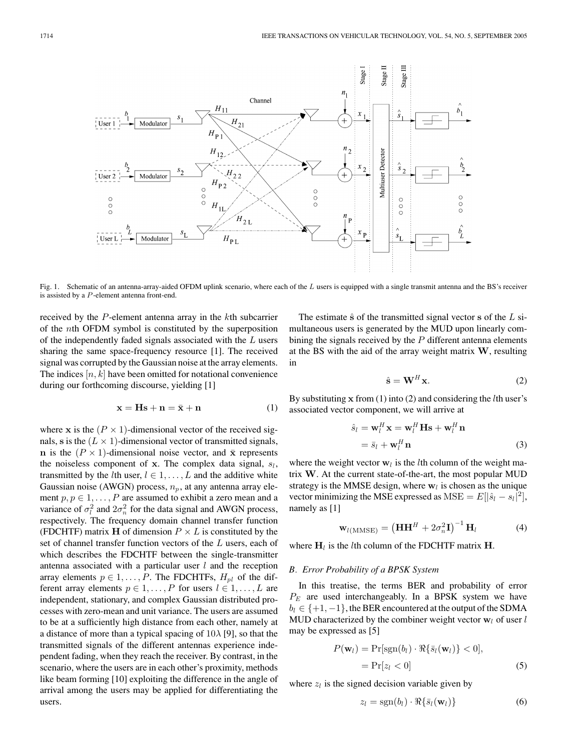Fig. 1. Schematic of an antenna-array-aided OFDM uplink scenario, where each of the $L$ users is equipped with a single transmit antenna and the BS's receiver is assisted by a $P$-element antenna front-end.

received by the $P$-element antenna array in the $k$th subcarrier of the $n$th OFDM symbol is constituted by the superposition of the independently faded signals associated with the $L$ users sharing the same space-frequency resource [1]. The received signal was corrupted by the Gaussian noise at the array elements. The indices $[n, k]$ have been omitted for notational convenience during our forthcoming discourse, yielding [1]

$$\mathbf{x} = \mathbf{H}\mathbf{s} + \mathbf{n} = \bar{\mathbf{x}} + \mathbf{n} \tag{1}$$

where $\mathbf{x}$ is the $(P \times 1)$-dimensional vector of the received signals, $\mathbf{s}$ is the $(L \times 1)$-dimensional vector of transmitted signals, $\mathbf{n}$ is the $(P \times 1)$-dimensional noise vector, and $\bar{\mathbf{x}}$ represents the noiseless component of $\mathbf{x}$. The complex data signal, $s_l$, transmitted by the $l$th user, $l \in 1, \ldots, L$ and the additive white Gaussian noise (AWGN) process, $n_p$, at any antenna array element $p, p \in 1, \ldots, P$ are assumed to exhibit a zero mean and a variance of $\sigma_l^2$ and $2\sigma_n^2$ for the data signal and AWGN process, respectively. The frequency domain channel transfer function (FDCHTF) matrix $\mathbf{H}$ of dimension $P \times L$ is constituted by the set of channel transfer function vectors of the $L$ users, each of which describes the FDCHTF between the single-transmitter antenna associated with a particular user $l$ and the reception array elements $p \in 1, \ldots, P$. The FDCHTFs, $H_{pl}$ of the different array elements $p \in 1, \ldots, P$ for users $l \in 1, \ldots, L$ are independent, stationary, and complex Gaussian distributed processes with zero-mean and unit variance. The users are assumed to be at a sufficiently high distance from each other, namely at a distance of more than a typical spacing of $10\lambda$ [9], so that the transmitted signals of the different antennas experience independent fading, when they reach the receiver. By contrast, in the scenario, where the users are in each other's proximity, methods like beam forming [10] exploiting the difference in the angle of arrival among the users may be applied for differentiating the users.

The estimate $\hat{\mathbf{s}}$ of the transmitted signal vector $\mathbf{s}$ of the $L$ simultaneous users is generated by the MUD upon linearly combining the signals received by the $P$ different antenna elements at the BS with the aid of the array weight matrix $\mathbf{W}$, resulting in

$$\hat{\mathbf{s}} = \mathbf{W}^H \mathbf{x}. \tag{2}$$

By substituting $\mathbf{x}$ from (1) into (2) and considering the $l$th user's associated vector component, we will arrive at

$$\begin{aligned} \hat{s}_l &= \mathbf{w}_l^H \mathbf{x} = \mathbf{w}_l^H \mathbf{H}\mathbf{s} + \mathbf{w}_l^H \mathbf{n} \\ &= \bar{s}_l + \mathbf{w}_l^H \mathbf{n} \end{aligned} \tag{3}$$

where the weight vector $\mathbf{w}_l$ is the $l$th column of the weight matrix $\mathbf{W}$. At the current state-of-the-art, the most popular MUD strategy is the MMSE design, where $\mathbf{w}_l$ is chosen as the unique vector minimizing the MSE expressed as $\mathrm{MSE} = E[|\hat{s}_l - s_l|^2]$, namely as [1]

$$\mathbf{w}_{l(\mathrm{MMSE})} = \left(\mathbf{H}\mathbf{H}^H + 2\sigma_n^2 \mathbf{I}\right)^{-1} \mathbf{H}_l \tag{4}$$

where $\mathbf{H}_l$ is the $l$th column of the FDCHTF matrix $\mathbf{H}$.

### *B. Error Probability of a BPSK System*

In this treatise, the terms BER and probability of error $P_E$ are used interchangeably. In a BPSK system we have $b_l \in \{+1, -1\}$, the BER encountered at the output of the SDMA MUD characterized by the combiner weight vector $\mathbf{w}_l$ of user $l$ may be expressed as [5]

$$\begin{aligned} P(\mathbf{w}_l) &= \Pr[\mathrm{sgn}(b_l) \cdot \Re\{\bar{s}_l(\mathbf{w}_l)\} < 0], \\ &= \Pr[z_l < 0] \end{aligned} \tag{5}$$

where $z_l$ is the signed decision variable given by

$$z_l = \mathrm{sgn}(b_l) \cdot \Re\{\bar{s}_l(\mathbf{w}_l)\} \tag{6}$$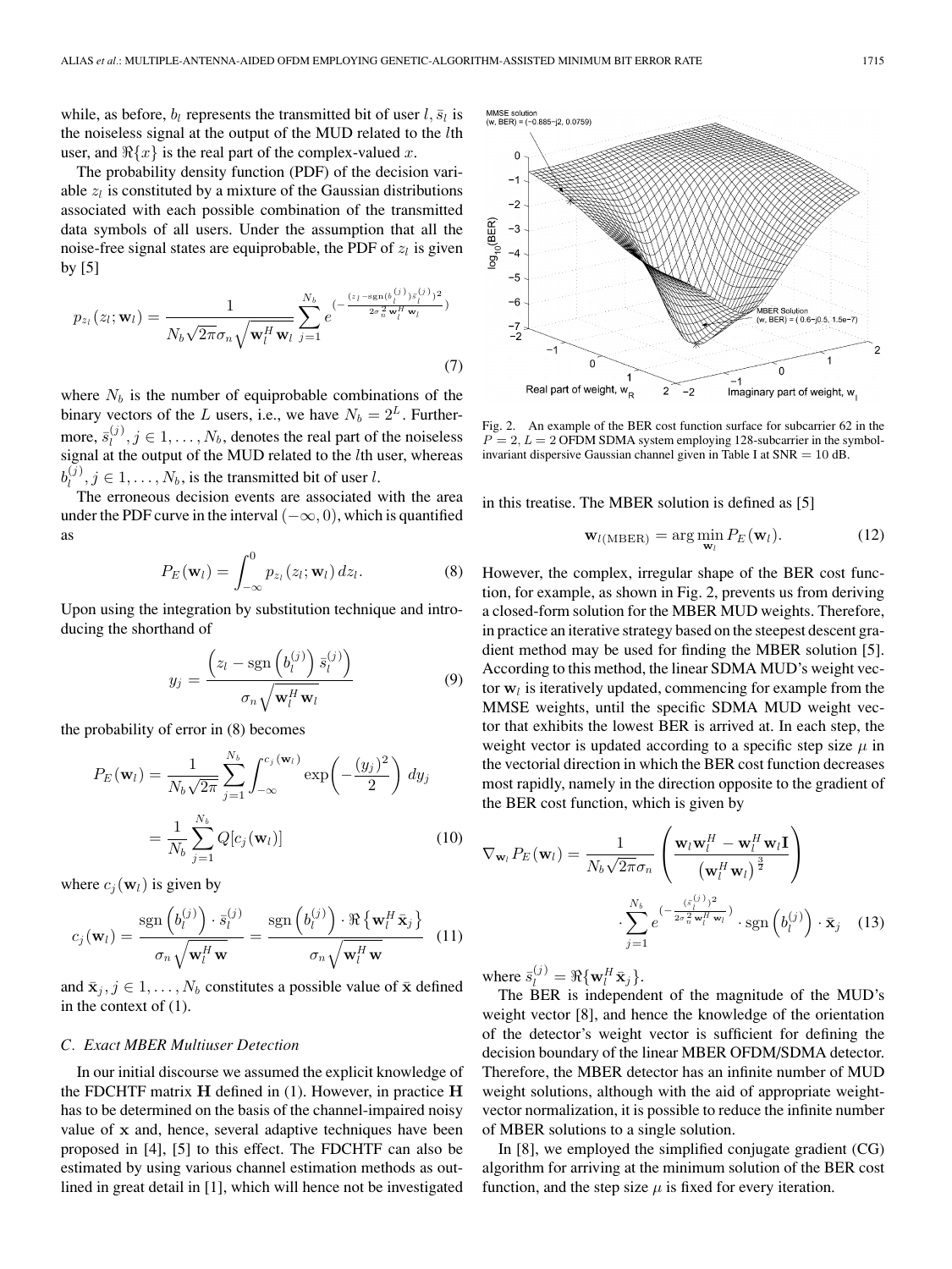while, as before, $b_l$ represents the transmitted bit of user $l$, $\bar{s}_l$ is the noiseless signal at the output of the MUD related to the $l$th user, and $\Re\{x\}$ is the real part of the complex-valued $x$.

The probability density function (PDF) of the decision variable $z_l$ is constituted by a mixture of the Gaussian distributions associated with each possible combination of the transmitted data symbols of all users. Under the assumption that all the noise-free signal states are equiprobable, the PDF of $z_l$ is given by [5]

$$p_{z_l}(z_l; \mathbf{w}_l) = \frac{1}{N_b\sqrt{2\pi}\sigma_n\sqrt{\mathbf{w}_l^H\mathbf{w}_l}} \sum_{j=1}^{N_b} e^{\left(-\frac{(z_l - \text{sgn}(b_l^{(j)})\bar{s}_l^{(j)})^2}{2\sigma_n^2 \mathbf{w}_l^H \mathbf{w}_l}\right)} \tag{7}$$

where $N_b$ is the number of equiprobable combinations of the binary vectors of the $L$ users, i.e., we have $N_b = 2^L$. Furthermore, $\bar{s}_l^{(j)}, j \in 1,\ldots,N_b$, denotes the real part of the noiseless signal at the output of the MUD related to the $l$th user, whereas $b_l^{(j)}, j \in 1,\ldots,N_b$, is the transmitted bit of user $l$.

The erroneous decision events are associated with the area under the PDF curve in the interval $(-\infty, 0)$, which is quantified as

$$P_E(\mathbf{w}_l) = \int_{-\infty}^{0} p_{z_l}(z_l; \mathbf{w}_l)\, dz_l. \tag{8}$$

Upon using the integration by substitution technique and introducing the shorthand of

$$y_j = \frac{\left(z_l - \text{sgn}\left(b_l^{(j)}\right)\bar{s}_l^{(j)}\right)}{\sigma_n\sqrt{\mathbf{w}_l^H\mathbf{w}_l}} \tag{9}$$

the probability of error in (8) becomes

$$\begin{aligned} P_E(\mathbf{w}_l) &= \frac{1}{N_b\sqrt{2\pi}} \sum_{j=1}^{N_b} \int_{-\infty}^{c_j(\mathbf{w}_l)} \exp\left(-\frac{(y_j)^2}{2}\right) dy_j \\ &= \frac{1}{N_b}\sum_{j=1}^{N_b} Q[c_j(\mathbf{w}_l)] \end{aligned} \tag{10}$$

where $c_j(\mathbf{w}_l)$ is given by

$$c_j(\mathbf{w}_l) = \frac{\text{sgn}\left(b_l^{(j)}\right)\cdot \bar{s}_l^{(j)}}{\sigma_n\sqrt{\mathbf{w}_l^H\mathbf{w}}} = \frac{\text{sgn}\left(b_l^{(j)}\right)\cdot \Re\left\{\mathbf{w}_l^H\bar{\mathbf{x}}_j\right\}}{\sigma_n\sqrt{\mathbf{w}_l^H\mathbf{w}}} \tag{11}$$

and $\bar{\mathbf{x}}_j, j \in 1,\ldots,N_b$ constitutes a possible value of $\bar{\mathbf{x}}$ defined in the context of (1).

### C. Exact MBER Multiuser Detection

In our initial discourse we assumed the explicit knowledge of the FDCHTF matrix $\mathbf{H}$ defined in (1). However, in practice $\mathbf{H}$ has to be determined on the basis of the channel-impaired noisy value of $\mathbf{x}$ and, hence, several adaptive techniques have been proposed in [4], [5] to this effect. The FDCHTF can also be estimated by using various channel estimation methods as outlined in great detail in [1], which will hence not be investigated in this treatise. The MBER solution is defined as [5]

$$\mathbf{w}_{l(\text{MBER})} = \arg\min_{\mathbf{w}_l} P_E(\mathbf{w}_l). \tag{12}$$

Fig. 2. An example of the BER cost function surface for subcarrier 62 in the $P = 2$, $L = 2$ OFDM SDMA system employing 128-subcarrier in the symbol-invariant dispersive Gaussian channel given in Table I at SNR = 10 dB.

However, the complex, irregular shape of the BER cost function, for example, as shown in Fig. 2, prevents us from deriving a closed-form solution for the MBER MUD weights. Therefore, in practice an iterative strategy based on the steepest descent gradient method may be used for finding the MBER solution [5]. According to this method, the linear SDMA MUD's weight vector $\mathbf{w}_l$ is iteratively updated, commencing for example from the MMSE weights, until the specific SDMA MUD weight vector that exhibits the lowest BER is arrived at. In each step, the weight vector is updated according to a specific step size $\mu$ in the vectorial direction in which the BER cost function decreases most rapidly, namely in the direction opposite to the gradient of the BER cost function, which is given by

$$\begin{aligned} \nabla_{\mathbf{w}_l} P_E(\mathbf{w}_l) = \frac{1}{N_b\sqrt{2\pi}\sigma_n} &\left(\frac{\mathbf{w}_l\mathbf{w}_l^H - \mathbf{w}_l^H\mathbf{w}_l\mathbf{I}}{\left(\mathbf{w}_l^H\mathbf{w}_l\right)^{\frac{3}{2}}}\right) \\ &\cdot \sum_{j=1}^{N_b} e^{\left(-\frac{(\bar{s}_l^{(j)})^2}{2\sigma_n^2\mathbf{w}_l^H\mathbf{w}_l}\right)} \cdot \text{sgn}\left(b_l^{(j)}\right) \cdot \bar{\mathbf{x}}_j \end{aligned} \tag{13}$$

where $\bar{s}_l^{(j)} = \Re\{\mathbf{w}_l^H\bar{\mathbf{x}}_j\}$.

The BER is independent of the magnitude of the MUD's weight vector [8], and hence the knowledge of the orientation of the detector's weight vector is sufficient for defining the decision boundary of the linear MBER OFDM/SDMA detector. Therefore, the MBER detector has an infinite number of MUD weight solutions, although with the aid of appropriate weight-vector normalization, it is possible to reduce the infinite number of MBER solutions to a single solution.

In [8], we employed the simplified conjugate gradient (CG) algorithm for arriving at the minimum solution of the BER cost function, and the step size $\mu$ is fixed for every iteration.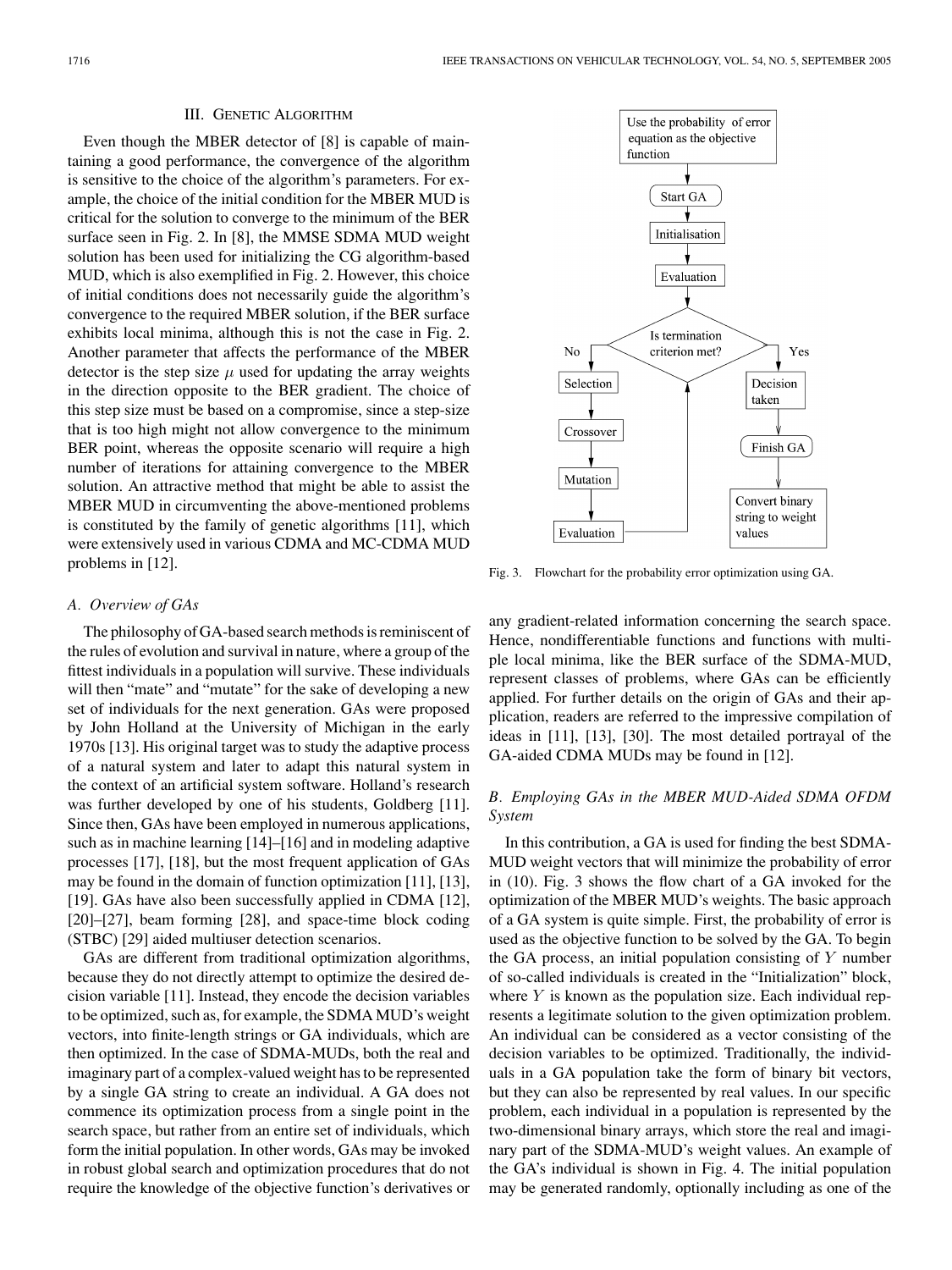## III. Genetic Algorithm

Even though the MBER detector of [8] is capable of maintaining a good performance, the convergence of the algorithm is sensitive to the choice of the algorithm's parameters. For example, the choice of the initial condition for the MBER MUD is critical for the solution to converge to the minimum of the BER surface seen in Fig. 2. In [8], the MMSE SDMA MUD weight solution has been used for initializing the CG algorithm-based MUD, which is also exemplified in Fig. 2. However, this choice of initial conditions does not necessarily guide the algorithm's convergence to the required MBER solution, if the BER surface exhibits local minima, although this is not the case in Fig. 2. Another parameter that affects the performance of the MBER detector is the step size $\mu$ used for updating the array weights in the direction opposite to the BER gradient. The choice of this step size must be based on a compromise, since a step-size that is too high might not allow convergence to the minimum BER point, whereas the opposite scenario will require a high number of iterations for attaining convergence to the MBER solution. An attractive method that might be able to assist the MBER MUD in circumventing the above-mentioned problems is constituted by the family of genetic algorithms [11], which were extensively used in various CDMA and MC-CDMA MUD problems in [12].

### A. Overview of GAs

The philosophy of GA-based search methods is reminiscent of the rules of evolution and survival in nature, where a group of the fittest individuals in a population will survive. These individuals will then "mate" and "mutate" for the sake of developing a new set of individuals for the next generation. GAs were proposed by John Holland at the University of Michigan in the early 1970s [13]. His original target was to study the adaptive process of a natural system and later to adapt this natural system in the context of an artificial system software. Holland's research was further developed by one of his students, Goldberg [11]. Since then, GAs have been employed in numerous applications, such as in machine learning [14]–[16] and in modeling adaptive processes [17], [18], but the most frequent application of GAs may be found in the domain of function optimization [11], [13], [19]. GAs have also been successfully applied in CDMA [12], [20]–[27], beam forming [28], and space-time block coding (STBC) [29] aided multiuser detection scenarios.

GAs are different from traditional optimization algorithms, because they do not directly attempt to optimize the desired decision variable [11]. Instead, they encode the decision variables to be optimized, such as, for example, the SDMA MUD's weight vectors, into finite-length strings or GA individuals, which are then optimized. In the case of SDMA-MUDs, both the real and imaginary part of a complex-valued weight has to be represented by a single GA string to create an individual. A GA does not commence its optimization process from a single point in the search space, but rather from an entire set of individuals, which form the initial population. In other words, GAs may be invoked in robust global search and optimization procedures that do not require the knowledge of the objective function's derivatives or any gradient-related information concerning the search space. Hence, nondifferentiable functions and functions with multiple local minima, like the BER surface of the SDMA-MUD, represent classes of problems, where GAs can be efficiently applied. For further details on the origin of GAs and their application, readers are referred to the impressive compilation of ideas in [11], [13], [30]. The most detailed portrayal of the GA-aided CDMA MUDs may be found in [12].

Use the probability of error equation as the objective function → Start GA → Initialisation → Evaluation → Is termination criterion met? No: Selection → Crossover → Mutation → Evaluation → (back to termination check). Yes: Decision taken → Finish GA → Convert binary string to weight values

Fig. 3. Flowchart for the probability error optimization using GA.

### B. Employing GAs in the MBER MUD-Aided SDMA OFDM System

In this contribution, a GA is used for finding the best SDMA-MUD weight vectors that will minimize the probability of error in (10). Fig. 3 shows the flow chart of a GA invoked for the optimization of the MBER MUD's weights. The basic approach of a GA system is quite simple. First, the probability of error is used as the objective function to be solved by the GA. To begin the GA process, an initial population consisting of $Y$ number of so-called individuals is created in the "Initialization" block, where $Y$ is known as the population size. Each individual represents a legitimate solution to the given optimization problem. An individual can be considered as a vector consisting of the decision variables to be optimized. Traditionally, the individuals in a GA population take the form of binary bit vectors, but they can also be represented by real values. In our specific problem, each individual in a population is represented by the two-dimensional binary arrays, which store the real and imaginary part of the SDMA-MUD's weight values. An example of the GA's individual is shown in Fig. 4. The initial population may be generated randomly, optionally including as one of the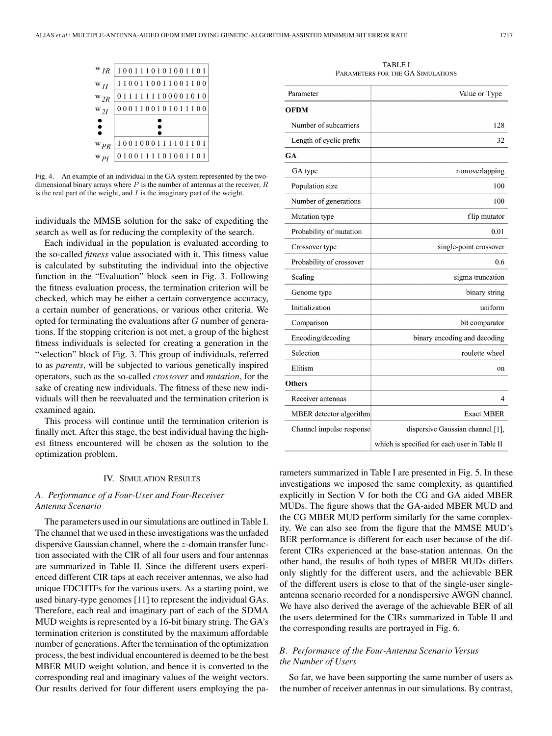| | |
|---|---|
| $w_{1R}$ | 1 0 0 1 1 1 0 1 0 1 0 0 1 1 0 1 |
| $w_{1I}$ | 1 1 0 0 1 1 0 0 1 1 0 0 1 1 0 0 |
| $w_{2R}$ | 0 1 1 1 1 1 1 1 0 0 0 0 1 0 1 0 |
| $w_{2I}$ | 0 0 0 1 1 0 0 1 0 1 0 1 1 1 0 0 |
| ⋮ | ⋮ |
| $w_{PR}$ | 1 0 0 1 0 0 0 1 1 1 1 0 1 1 0 1 |
| $w_{PI}$ | 0 1 0 0 1 1 1 1 0 1 0 0 1 1 0 1 |

Fig. 4. An example of an individual in the GA system represented by the two-dimensional binary arrays where $P$ is the number of antennas at the receiver, $R$ is the real part of the weight, and $I$ is the imaginary part of the weight.

individuals the MMSE solution for the sake of expediting the search as well as for reducing the complexity of the search.

Each individual in the population is evaluated according to the so-called *fitness* value associated with it. This fitness value is calculated by substituting the individual into the objective function in the "Evaluation" block seen in Fig. 3. Following the fitness evaluation process, the termination criterion will be checked, which may be either a certain convergence accuracy, a certain number of generations, or various other criteria. We opted for terminating the evaluations after $G$ number of generations. If the stopping criterion is not met, a group of the highest fitness individuals is selected for creating a generation in the "selection" block of Fig. 3. This group of individuals, referred to as *parents*, will be subjected to various genetically inspired operators, such as the so-called *crossover* and *mutation*, for the sake of creating new individuals. The fitness of these new individuals will then be reevaluated and the termination criterion is examined again.

This process will continue until the termination criterion is finally met. After this stage, the best individual having the highest fitness encountered will be chosen as the solution to the optimization problem.

## IV. Simulation Results

### A. Performance of a Four-User and Four-Receiver Antenna Scenario

The parameters used in our simulations are outlined in Table I. The channel that we used in these investigations was the unfaded dispersive Gaussian channel, where the $z$-domain transfer function associated with the CIR of all four users and four antennas are summarized in Table II. Since the different users experienced different CIR taps at each receiver antennas, we also had unique FDCHTFs for the various users. As a starting point, we used binary-type genomes [11] to represent the individual GAs. Therefore, each real and imaginary part of each of the SDMA MUD weights is represented by a 16-bit binary string. The GA's termination criterion is constituted by the maximum affordable number of generations. After the termination of the optimization process, the best individual encountered is deemed to be the best MBER MUD weight solution, and hence it is converted to the corresponding real and imaginary values of the weight vectors. Our results derived for four different users employing the parameters summarized in Table I are presented in Fig. 5. In these investigations we imposed the same complexity, as quantified explicitly in Section V for both the CG and GA aided MBER MUDs. The figure shows that the GA-aided MBER MUD and the CG MBER MUD perform similarly for the same complexity. We can also see from the figure that the MMSE MUD's BER performance is different for each user because of the different CIRs experienced at the base-station antennas. On the other hand, the results of both types of MBER MUDs differs only slightly for the different users, and the achievable BER of the different users is close to that of the single-user single-antenna scenario recorded for a nondispersive AWGN channel. We have also derived the average of the achievable BER of all the users determined for the CIRs summarized in Table II and the corresponding results are portrayed in Fig. 6.

TABLE I
Parameters for the GA Simulations

| Parameter | Value or Type |
|---|---|
| **OFDM** | |
| Number of subcarriers | 128 |
| Length of cyclic prefix | 32 |
| **GA** | |
| GA type | nonoverlapping |
| Population size | 100 |
| Number of generations | 100 |
| Mutation type | flip mutator |
| Probability of mutation | 0.01 |
| Crossover type | single-point crossover |
| Probability of crossover | 0.6 |
| Scaling | sigma truncation |
| Genome type | binary string |
| Initialization | uniform |
| Comparison | bit comparator |
| Encoding/decoding | binary encoding and decoding |
| Selection | roulette wheel |
| Elitism | on |
| **Others** | |
| Receiver antennas | 4 |
| MBER detector algorithm | Exact MBER |
| Channel impulse response | dispersive Gaussian channel [1], which is specified for each user in Table II |

### B. Performance of the Four-Antenna Scenario Versus the Number of Users

So far, we have been supporting the same number of users as the number of receiver antennas in our simulations. By contrast,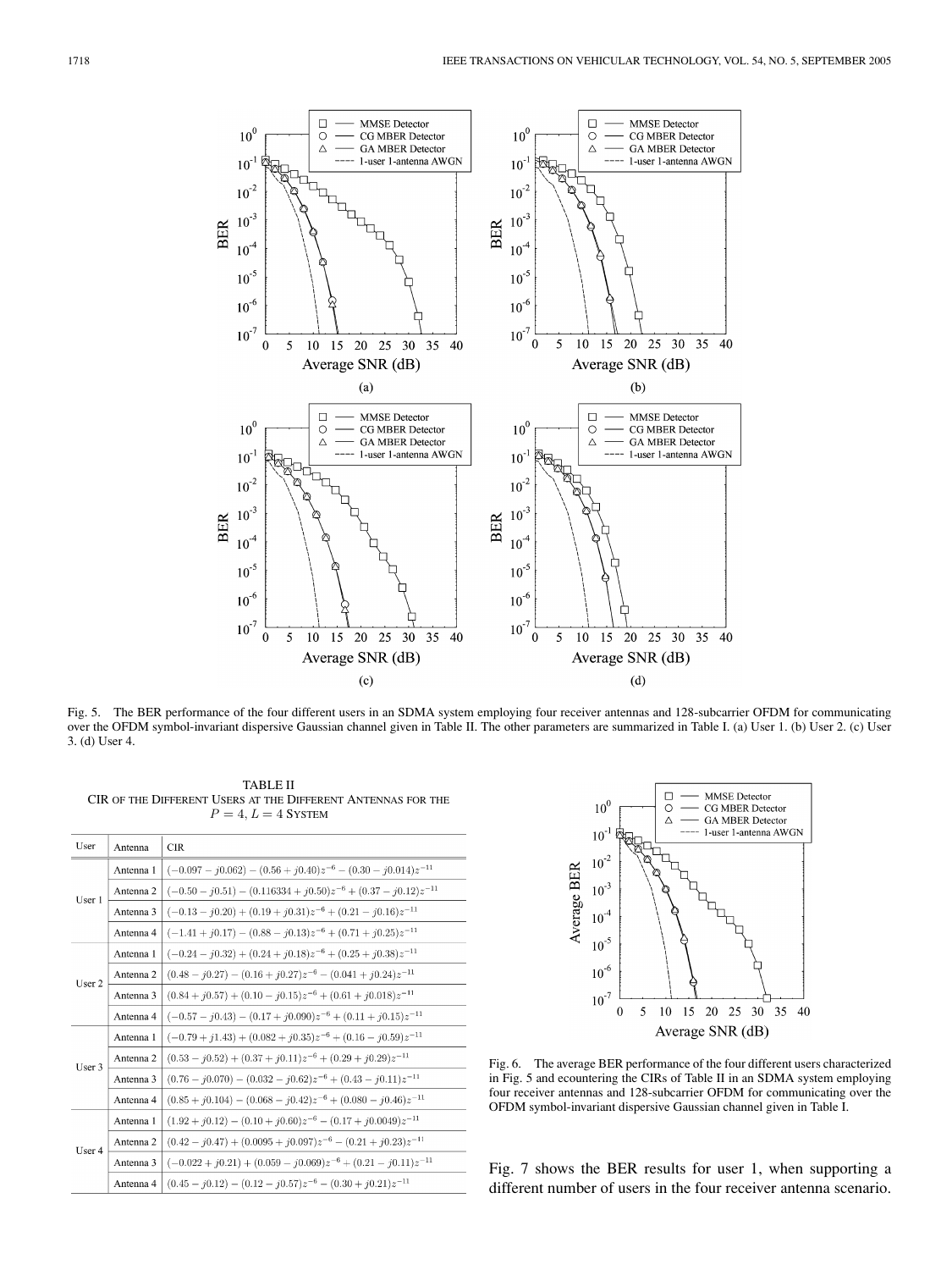Fig. 5. The BER performance of the four different users in an SDMA system employing four receiver antennas and 128-subcarrier OFDM for communicating over the OFDM symbol-invariant dispersive Gaussian channel given in Table II. The other parameters are summarized in Table I. (a) User 1. (b) User 2. (c) User 3. (d) User 4.

TABLE II
CIR OF THE DIFFERENT USERS AT THE DIFFERENT ANTENNAS FOR THE $P = 4, L = 4$ SYSTEM

| User | Antenna | CIR |
|---|---|---|
| User 1 | Antenna 1 | $(-0.097 - j0.062) - (0.56 + j0.40)z^{-6} - (0.30 - j0.014)z^{-11}$ |
| | Antenna 2 | $(-0.50 - j0.51) - (0.116334 + j0.50)z^{-6} + (0.37 - j0.12)z^{-11}$ |
| | Antenna 3 | $(-0.13 - j0.20) + (0.19 + j0.31)z^{-6} + (0.21 - j0.16)z^{-11}$ |
| | Antenna 4 | $(-1.41 + j0.17) - (0.88 - j0.13)z^{-6} + (0.71 + j0.25)z^{-11}$ |
| User 2 | Antenna 1 | $(-0.24 - j0.32) + (0.24 + j0.18)z^{-6} + (0.25 + j0.38)z^{-11}$ |
| | Antenna 2 | $(0.48 - j0.27) - (0.16 + j0.27)z^{-6} - (0.041 + j0.24)z^{-11}$ |
| | Antenna 3 | $(0.84 + j0.57) + (0.10 - j0.15)z^{-6} + (0.61 + j0.018)z^{-11}$ |
| | Antenna 4 | $(-0.57 - j0.43) - (0.17 + j0.090)z^{-6} + (0.11 + j0.15)z^{-11}$ |
| User 3 | Antenna 1 | $(-0.79 + j1.43) + (0.082 + j0.35)z^{-6} + (0.16 - j0.59)z^{-11}$ |
| | Antenna 2 | $(0.53 - j0.52) + (0.37 + j0.11)z^{-6} + (0.29 + j0.29)z^{-11}$ |
| | Antenna 3 | $(0.76 - j0.070) - (0.032 - j0.62)z^{-6} + (0.43 - j0.11)z^{-11}$ |
| | Antenna 4 | $(0.85 + j0.104) - (0.068 - j0.42)z^{-6} + (0.080 - j0.46)z^{-11}$ |
| User 4 | Antenna 1 | $(1.92 + j0.12) - (0.10 + j0.60)z^{-6} - (0.17 + j0.0049)z^{-11}$ |
| | Antenna 2 | $(0.42 - j0.47) + (0.0095 + j0.097)z^{-6} - (0.21 + j0.23)z^{-11}$ |
| | Antenna 3 | $(-0.022 + j0.21) + (0.059 - j0.069)z^{-6} + (0.21 - j0.11)z^{-11}$ |
| | Antenna 4 | $(0.45 - j0.12) - (0.12 - j0.57)z^{-6} - (0.30 + j0.21)z^{-11}$ |

Fig. 6. The average BER performance of the four different users characterized in Fig. 5 and ecountering the CIRs of Table II in an SDMA system employing four receiver antennas and 128-subcarrier OFDM for communicating over the OFDM symbol-invariant dispersive Gaussian channel given in Table I.

Fig. 7 shows the BER results for user 1, when supporting a different number of users in the four receiver antenna scenario.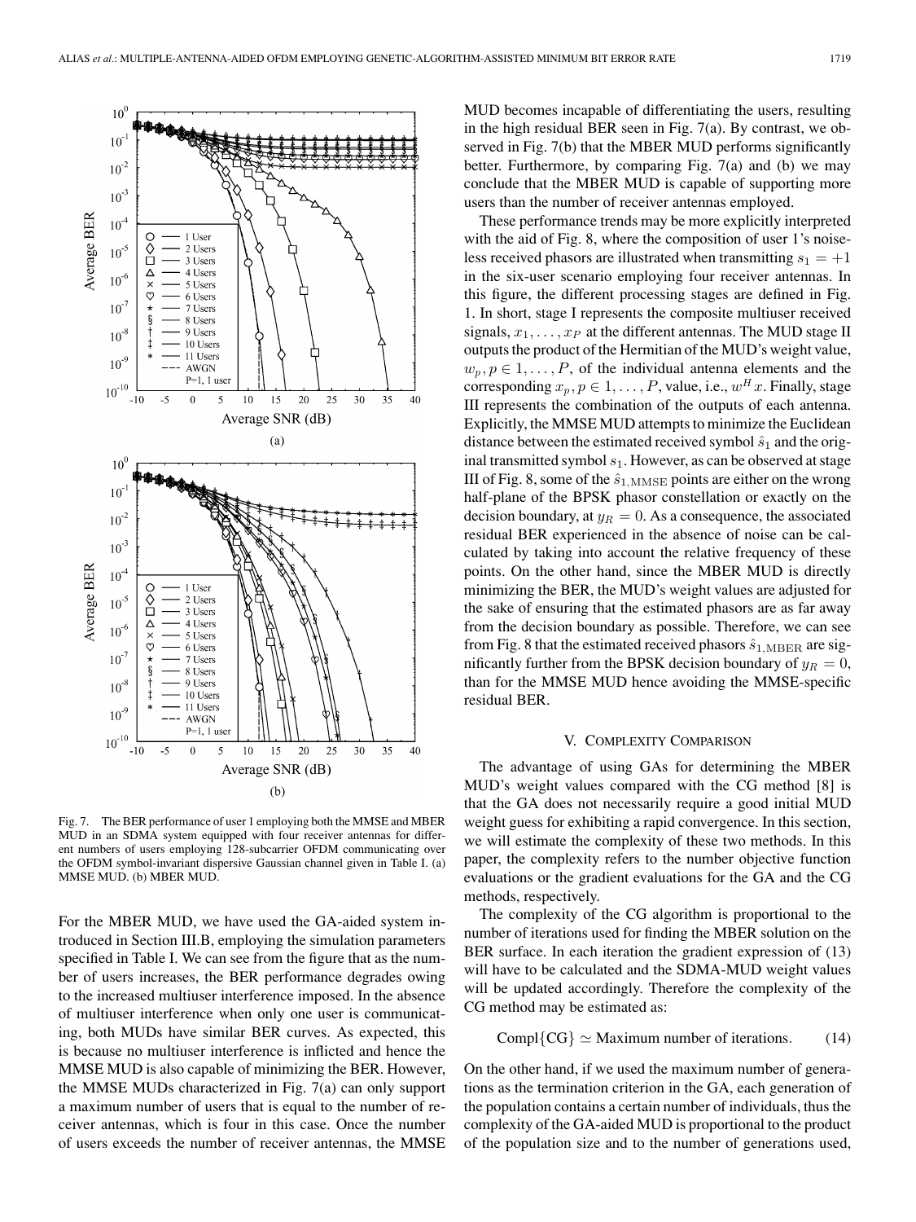Fig. 7. The BER performance of user 1 employing both the MMSE and MBER MUD in an SDMA system equipped with four receiver antennas for different numbers of users employing 128-subcarrier OFDM communicating over the OFDM symbol-invariant dispersive Gaussian channel given in Table I. (a) MMSE MUD. (b) MBER MUD.

For the MBER MUD, we have used the GA-aided system introduced in Section III.B, employing the simulation parameters specified in Table I. We can see from the figure that as the number of users increases, the BER performance degrades owing to the increased multiuser interference imposed. In the absence of multiuser interference when only one user is communicating, both MUDs have similar BER curves. As expected, this is because no multiuser interference is inflicted and hence the MMSE MUD is also capable of minimizing the BER. However, the MMSE MUDs characterized in Fig. 7(a) can only support a maximum number of users that is equal to the number of receiver antennas, which is four in this case. Once the number of users exceeds the number of receiver antennas, the MMSE MUD becomes incapable of differentiating the users, resulting in the high residual BER seen in Fig. 7(a). By contrast, we observed in Fig. 7(b) that the MBER MUD performs significantly better. Furthermore, by comparing Fig. 7(a) and (b) we may conclude that the MBER MUD is capable of supporting more users than the number of receiver antennas employed.

These performance trends may be more explicitly interpreted with the aid of Fig. 8, where the composition of user 1's noiseless received phasors are illustrated when transmitting $s_1 = +1$ in the six-user scenario employing four receiver antennas. In this figure, the different processing stages are defined in Fig. 1. In short, stage I represents the composite multiuser received signals, $x_1, \ldots, x_P$ at the different antennas. The MUD stage II outputs the product of the Hermitian of the MUD's weight value, $w_p, p \in 1, \ldots, P$, of the individual antenna elements and the corresponding $x_p, p \in 1, \ldots, P$, value, i.e., $w^H x$. Finally, stage III represents the combination of the outputs of each antenna. Explicitly, the MMSE MUD attempts to minimize the Euclidean distance between the estimated received symbol $\hat{s}_1$ and the original transmitted symbol $s_1$. However, as can be observed at stage III of Fig. 8, some of the $\hat{s}_{1,\mathrm{MMSE}}$ points are either on the wrong half-plane of the BPSK phasor constellation or exactly on the decision boundary, at $y_R = 0$. As a consequence, the associated residual BER experienced in the absence of noise can be calculated by taking into account the relative frequency of these points. On the other hand, since the MBER MUD is directly minimizing the BER, the MUD's weight values are adjusted for the sake of ensuring that the estimated phasors are as far away from the decision boundary as possible. Therefore, we can see from Fig. 8 that the estimated received phasors $\hat{s}_{1,\mathrm{MBER}}$ are significantly further from the BPSK decision boundary of $y_R = 0$, than for the MMSE MUD hence avoiding the MMSE-specific residual BER.

## V. Complexity Comparison

The advantage of using GAs for determining the MBER MUD's weight values compared with the CG method [8] is that the GA does not necessarily require a good initial MUD weight guess for exhibiting a rapid convergence. In this section, we will estimate the complexity of these two methods. In this paper, the complexity refers to the number objective function evaluations or the gradient evaluations for the GA and the CG methods, respectively.

The complexity of the CG algorithm is proportional to the number of iterations used for finding the MBER solution on the BER surface. In each iteration the gradient expression of (13) will have to be calculated and the SDMA-MUD weight values will be updated accordingly. Therefore the complexity of the CG method may be estimated as:

$$\mathrm{Compl}\{\mathrm{CG}\} \simeq \text{Maximum number of iterations.} \qquad (14)$$

On the other hand, if we used the maximum number of generations as the termination criterion in the GA, each generation of the population contains a certain number of individuals, thus the complexity of the GA-aided MUD is proportional to the product of the population size and to the number of generations used,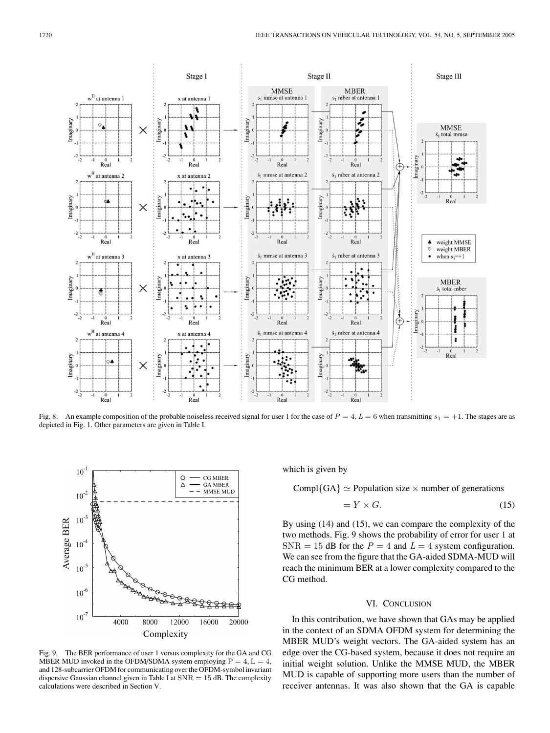Fig. 8. An example composition of the probable noiseless received signal for user 1 for the case of $P = 4, L = 6$ when transmitting $s_1 = +1$. The stages are as depicted in Fig. 1. Other parameters are given in Table I.

Fig. 9. The BER performance of user 1 versus complexity for the GA and CG MBER MUD invoked in the OFDM/SDMA system employing $\mathrm{P} = 4, \mathrm{L} = 4$, and 128-subcarrier OFDM for communicating over the OFDM-symbol invariant dispersive Gaussian channel given in Table I at $\mathrm{SNR} = 15$ dB. The complexity calculations were described in Section V.

which is given by

$$\begin{aligned} \mathrm{Compl}\{\mathrm{GA}\} &\simeq \text{Population size} \times \text{number of generations} \\ &= Y \times G. \end{aligned} \tag{15}$$

By using (14) and (15), we can compare the complexity of the two methods. Fig. 9 shows the probability of error for user 1 at $\mathrm{SNR} = 15$ dB for the $P = 4$ and $L = 4$ system configuration. We can see from the figure that the GA-aided SDMA-MUD will reach the minimum BER at a lower complexity compared to the CG method.

## VI. Conclusion

In this contribution, we have shown that GAs may be applied in the context of an SDMA OFDM system for determining the MBER MUD's weight vectors. The GA-aided system has an edge over the CG-based system, because it does not require an initial weight solution. Unlike the MMSE MUD, the MBER MUD is capable of supporting more users than the number of receiver antennas. It was also shown that the GA is capable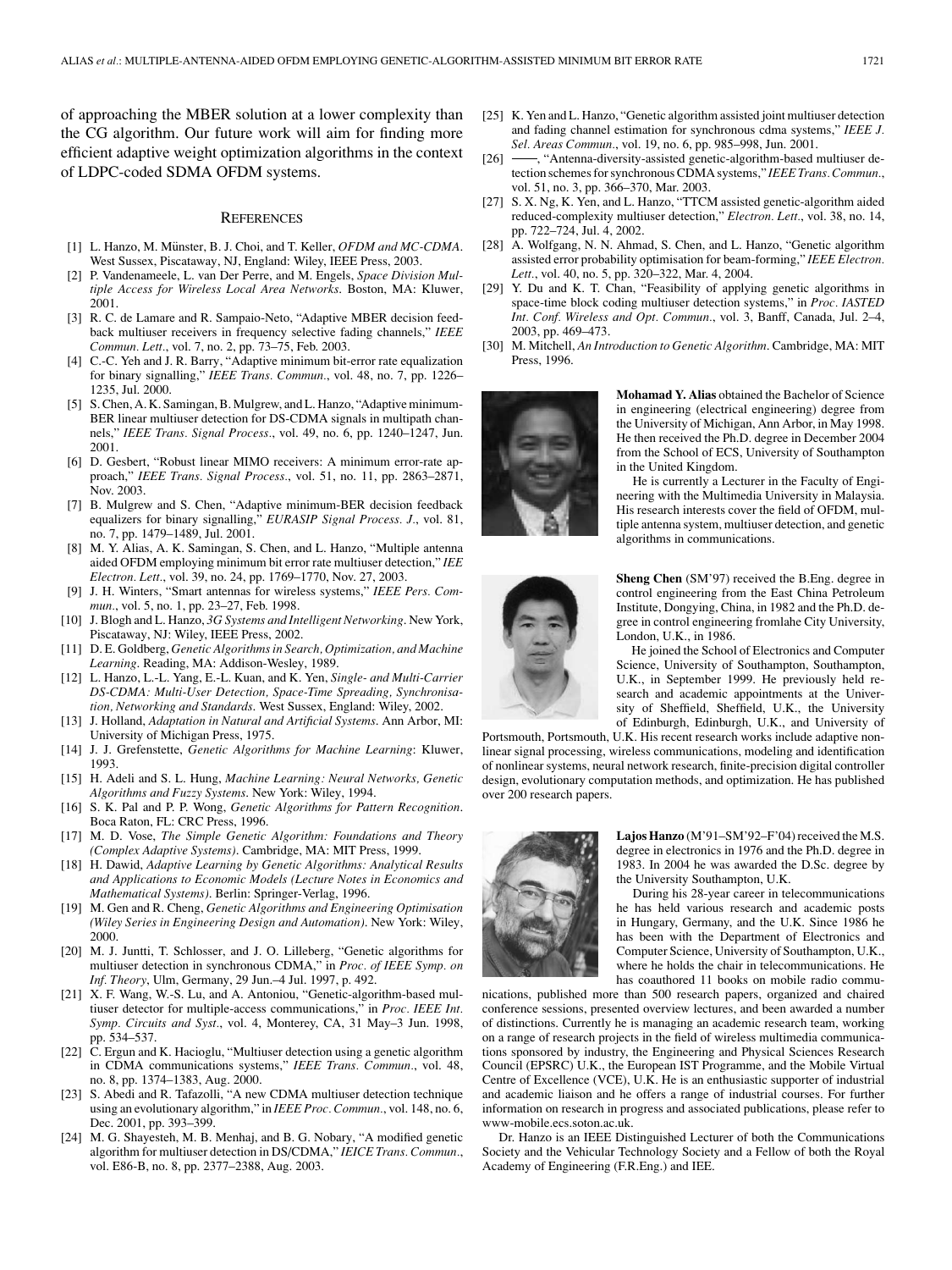of approaching the MBER solution at a lower complexity than the CG algorithm. Our future work will aim for finding more efficient adaptive weight optimization algorithms in the context of LDPC-coded SDMA OFDM systems.

## References

[1] L. Hanzo, M. Münster, B. J. Choi, and T. Keller, *OFDM and MC-CDMA*. West Sussex, Piscataway, NJ, England: Wiley, IEEE Press, 2003.

[2] P. Vandenameele, L. van Der Perre, and M. Engels, *Space Division Multiple Access for Wireless Local Area Networks*. Boston, MA: Kluwer, 2001.

[3] R. C. de Lamare and R. Sampaio-Neto, "Adaptive MBER decision feedback multiuser receivers in frequency selective fading channels," *IEEE Commun. Lett.*, vol. 7, no. 2, pp. 73–75, Feb. 2003.

[4] C.-C. Yeh and J. R. Barry, "Adaptive minimum bit-error rate equalization for binary signalling," *IEEE Trans. Commun.*, vol. 48, no. 7, pp. 1226–1235, Jul. 2000.

[5] S. Chen, A. K. Samingan, B. Mulgrew, and L. Hanzo, "Adaptive minimum-BER linear multiuser detection for DS-CDMA signals in multipath channels," *IEEE Trans. Signal Process.*, vol. 49, no. 6, pp. 1240–1247, Jun. 2001.

[6] D. Gesbert, "Robust linear MIMO receivers: A minimum error-rate approach," *IEEE Trans. Signal Process.*, vol. 51, no. 11, pp. 2863–2871, Nov. 2003.

[7] B. Mulgrew and S. Chen, "Adaptive minimum-BER decision feedback equalizers for binary signalling," *EURASIP Signal Process. J.*, vol. 81, no. 7, pp. 1479–1489, Jul. 2001.

[8] M. Y. Alias, A. K. Samingan, S. Chen, and L. Hanzo, "Multiple antenna aided OFDM employing minimum bit error rate multiuser detection," *IEE Electron. Lett.*, vol. 39, no. 24, pp. 1769–1770, Nov. 27, 2003.

[9] J. H. Winters, "Smart antennas for wireless systems," *IEEE Pers. Commun.*, vol. 5, no. 1, pp. 23–27, Feb. 1998.

[10] J. Blogh and L. Hanzo, *3G Systems and Intelligent Networking*. New York, Piscataway, NJ: Wiley, IEEE Press, 2002.

[11] D. E. Goldberg, *Genetic Algorithms in Search, Optimization, and Machine Learning*. Reading, MA: Addison-Wesley, 1989.

[12] L. Hanzo, L.-L. Yang, E.-L. Kuan, and K. Yen, *Single- and Multi-Carrier DS-CDMA: Multi-User Detection, Space-Time Spreading, Synchronisation, Networking and Standards*. West Sussex, England: Wiley, 2002.

[13] J. Holland, *Adaptation in Natural and Artificial Systems*. Ann Arbor, MI: University of Michigan Press, 1975.

[14] J. J. Grefenstette, *Genetic Algorithms for Machine Learning*: Kluwer, 1993.

[15] H. Adeli and S. L. Hung, *Machine Learning: Neural Networks, Genetic Algorithms and Fuzzy Systems*. New York: Wiley, 1994.

[16] S. K. Pal and P. P. Wong, *Genetic Algorithms for Pattern Recognition*. Boca Raton, FL: CRC Press, 1996.

[17] M. D. Vose, *The Simple Genetic Algorithm: Foundations and Theory (Complex Adaptive Systems)*. Cambridge, MA: MIT Press, 1999.

[18] H. Dawid, *Adaptive Learning by Genetic Algorithms: Analytical Results and Applications to Economic Models (Lecture Notes in Economics and Mathematical Systems)*. Berlin: Springer-Verlag, 1996.

[19] M. Gen and R. Cheng, *Genetic Algorithms and Engineering Optimisation (Wiley Series in Engineering Design and Automation)*. New York: Wiley, 2000.

[20] M. J. Juntti, T. Schlosser, and J. O. Lilleberg, "Genetic algorithms for multiuser detection in synchronous CDMA," in *Proc. of IEEE Symp. on Inf. Theory*, Ulm, Germany, 29 Jun.–4 Jul. 1997, p. 492.

[21] X. F. Wang, W.-S. Lu, and A. Antoniou, "Genetic-algorithm-based multiuser detector for multiple-access communications," in *Proc. IEEE Int. Symp. Circuits and Syst.*, vol. 4, Monterey, CA, 31 May–3 Jun. 1998, pp. 534–537.

[22] C. Ergun and K. Hacioglu, "Multiuser detection using a genetic algorithm in CDMA communications systems," *IEEE Trans. Commun.*, vol. 48, no. 8, pp. 1374–1383, Aug. 2000.

[23] S. Abedi and R. Tafazolli, "A new CDMA multiuser detection technique using an evolutionary algorithm," in *IEEE Proc. Commun.*, vol. 148, no. 6, Dec. 2001, pp. 393–399.

[24] M. G. Shayesteh, M. B. Menhaj, and B. G. Nobary, "A modified genetic algorithm for multiuser detection in DS/CDMA," *IEICE Trans. Commun.*, vol. E86-B, no. 8, pp. 2377–2388, Aug. 2003.

[25] K. Yen and L. Hanzo, "Genetic algorithm assisted joint multiuser detection and fading channel estimation for synchronous cdma systems," *IEEE J. Sel. Areas Commun.*, vol. 19, no. 6, pp. 985–998, Jun. 2001.

[26] ——, "Antenna-diversity-assisted genetic-algorithm-based multiuser detection schemes for synchronous CDMA systems," *IEEE Trans. Commun.*, vol. 51, no. 3, pp. 366–370, Mar. 2003.

[27] S. X. Ng, K. Yen, and L. Hanzo, "TTCM assisted genetic-algorithm aided reduced-complexity multiuser detection," *Electron. Lett.*, vol. 38, no. 14, pp. 722–724, Jul. 4, 2002.

[28] A. Wolfgang, N. N. Ahmad, S. Chen, and L. Hanzo, "Genetic algorithm assisted error probability optimisation for beam-forming," *IEEE Electron. Lett.*, vol. 40, no. 5, pp. 320–322, Mar. 4, 2004.

[29] Y. Du and K. T. Chan, "Feasibility of applying genetic algorithms in space-time block coding multiuser detection systems," in *Proc. IASTED Int. Conf. Wireless and Opt. Commun.*, vol. 3, Banff, Canada, Jul. 2–4, 2003, pp. 469–473.

[30] M. Mitchell, *An Introduction to Genetic Algorithm*. Cambridge, MA: MIT Press, 1996.

**Mohamad Y. Alias** obtained the Bachelor of Science in engineering (electrical engineering) degree from the University of Michigan, Ann Arbor, in May 1998. He then received the Ph.D. degree in December 2004 from the School of ECS, University of Southampton in the United Kingdom.

He is currently a Lecturer in the Faculty of Engineering with the Multimedia University in Malaysia. His research interests cover the field of OFDM, multiple antenna system, multiuser detection, and genetic algorithms in communications.

**Sheng Chen** (SM'97) received the B.Eng. degree in control engineering from the East China Petroleum Institute, Dongying, China, in 1982 and the Ph.D. degree in control engineering fromlahe City University, London, U.K., in 1986.

He joined the School of Electronics and Computer Science, University of Southampton, Southampton, U.K., in September 1999. He previously held research and academic appointments at the University of Sheffield, Sheffield, U.K., the University of Edinburgh, Edinburgh, U.K., and University of Portsmouth, Portsmouth, U.K. His recent research works include adaptive nonlinear signal processing, wireless communications, modeling and identification of nonlinear systems, neural network research, finite-precision digital controller design, evolutionary computation methods, and optimization. He has published over 200 research papers.

**Lajos Hanzo** (M'91–SM'92–F'04) received the M.S. degree in electronics in 1976 and the Ph.D. degree in 1983. In 2004 he was awarded the D.Sc. degree by the University Southampton, U.K.

During his 28-year career in telecommunications he has held various research and academic posts in Hungary, Germany, and the U.K. Since 1986 he has been with the Department of Electronics and Computer Science, University of Southampton, U.K., where he holds the chair in telecommunications. He has coauthored 11 books on mobile radio communications, published more than 500 research papers, organized and chaired conference sessions, presented overview lectures, and been awarded a number of distinctions. Currently he is managing an academic research team, working on a range of research projects in the field of wireless multimedia communications sponsored by industry, the Engineering and Physical Sciences Research Council (EPSRC) U.K., the European IST Programme, and the Mobile Virtual Centre of Excellence (VCE), U.K. He is an enthusiastic supporter of industrial and academic liaison and he offers a range of industrial courses. For further information on research in progress and associated publications, please refer to www-mobile.ecs.soton.ac.uk.

Dr. Hanzo is an IEEE Distinguished Lecturer of both the Communications Society and the Vehicular Technology Society and a Fellow of both the Royal Academy of Engineering (F.R.Eng.) and IEE.